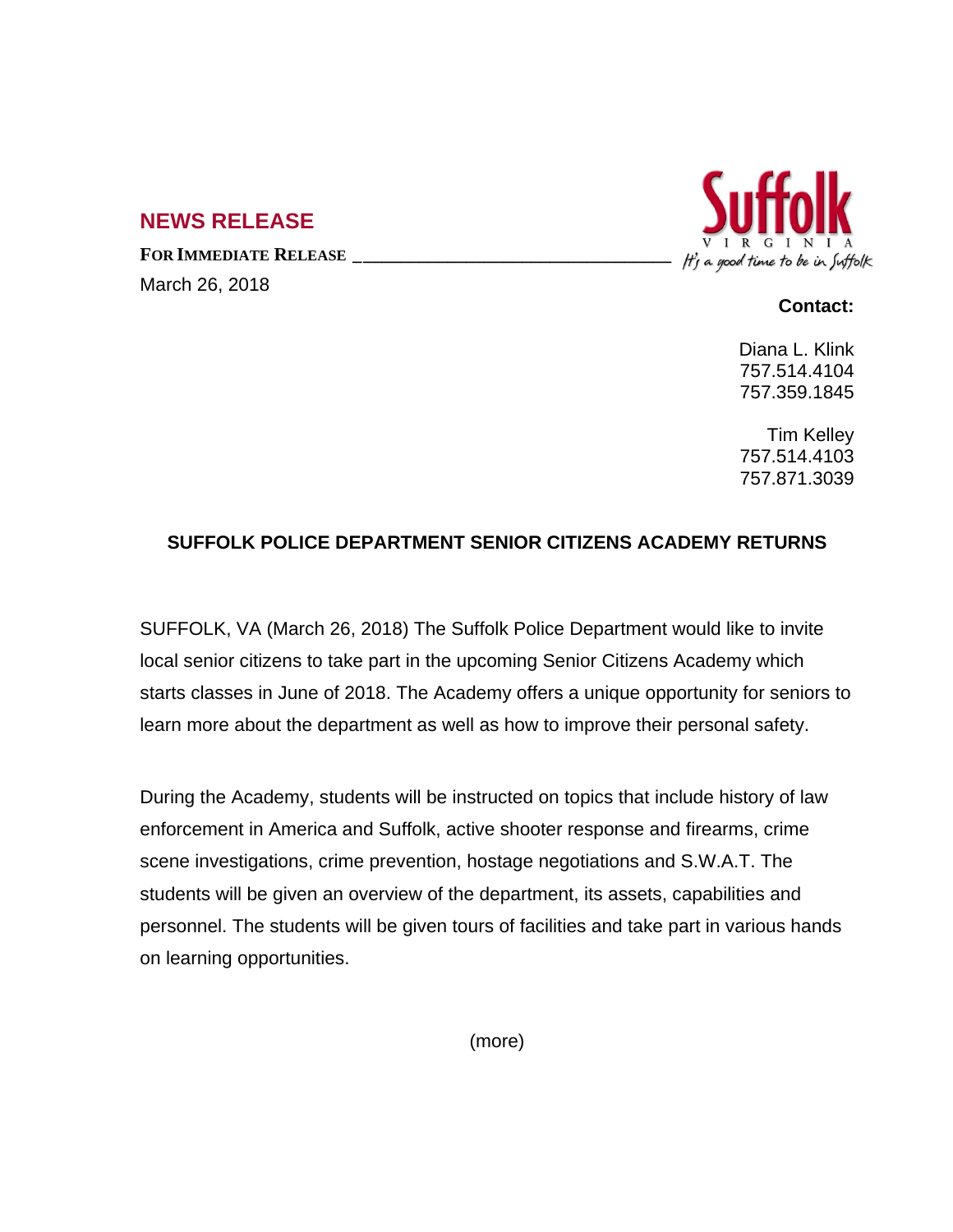## NEWS RELEASE

**FOR IMMEDIATE RELEASE**

March 26, 2018

Suffolk
VIRGINIA
*It's a good time to be in Suffolk*

**Contact:**

Diana L. Klink
757.514.4104
757.359.1845

Tim Kelley
757.514.4103
757.871.3039

### SUFFOLK POLICE DEPARTMENT SENIOR CITIZENS ACADEMY RETURNS

SUFFOLK, VA (March 26, 2018) The Suffolk Police Department would like to invite local senior citizens to take part in the upcoming Senior Citizens Academy which starts classes in June of 2018. The Academy offers a unique opportunity for seniors to learn more about the department as well as how to improve their personal safety.

During the Academy, students will be instructed on topics that include history of law enforcement in America and Suffolk, active shooter response and firearms, crime scene investigations, crime prevention, hostage negotiations and S.W.A.T. The students will be given an overview of the department, its assets, capabilities and personnel. The students will be given tours of facilities and take part in various hands on learning opportunities.

(more)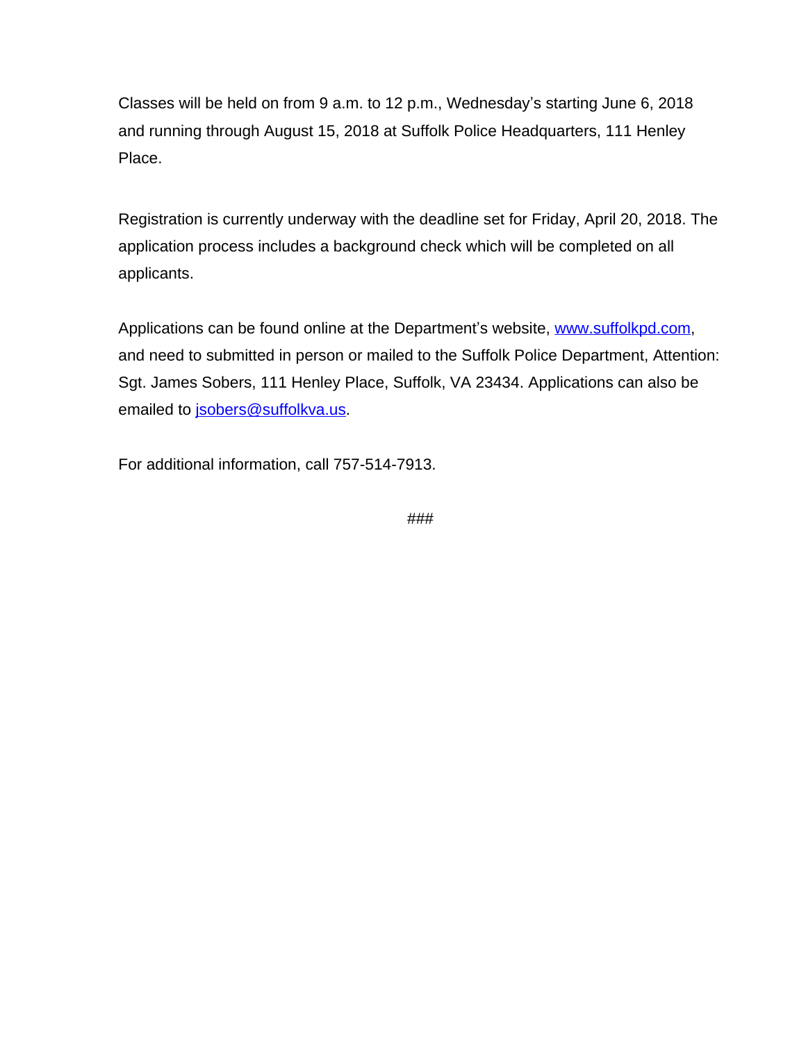Classes will be held on from 9 a.m. to 12 p.m., Wednesday's starting June 6, 2018 and running through August 15, 2018 at Suffolk Police Headquarters, 111 Henley Place.

Registration is currently underway with the deadline set for Friday, April 20, 2018. The application process includes a background check which will be completed on all applicants.

Applications can be found online at the Department's website, [www.suffolkpd.com](http://www.suffolkpd.com), and need to submitted in person or mailed to the Suffolk Police Department, Attention: Sgt. James Sobers, 111 Henley Place, Suffolk, VA 23434. Applications can also be emailed to [jsobers@suffolkva.us](mailto:jsobers@suffolkva.us).

For additional information, call 757-514-7913.

###